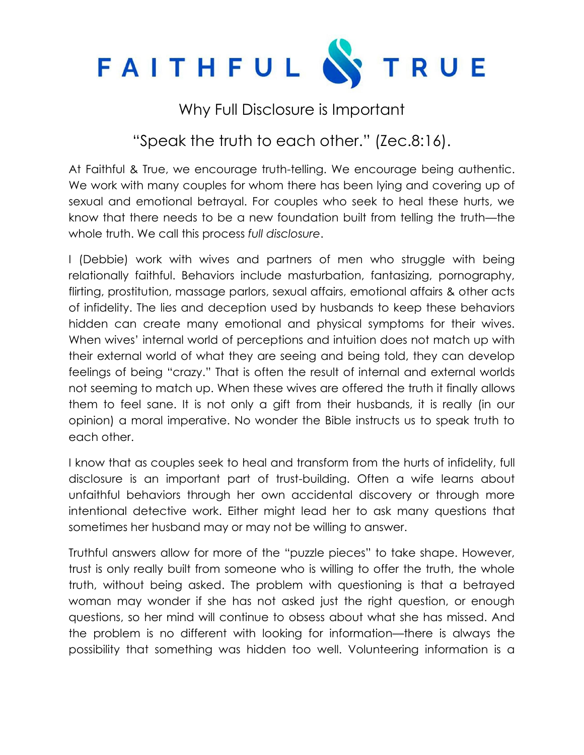# FAITHFUL & TRUE

## Why Full Disclosure is Important

### "Speak the truth to each other." (Zec.8:16).

At Faithful & True, we encourage truth-telling. We encourage being authentic. We work with many couples for whom there has been lying and covering up of sexual and emotional betrayal. For couples who seek to heal these hurts, we know that there needs to be a new foundation built from telling the truth—the whole truth. We call this process *full disclosure*.

I (Debbie) work with wives and partners of men who struggle with being relationally faithful. Behaviors include masturbation, fantasizing, pornography, flirting, prostitution, massage parlors, sexual affairs, emotional affairs & other acts of infidelity. The lies and deception used by husbands to keep these behaviors hidden can create many emotional and physical symptoms for their wives. When wives' internal world of perceptions and intuition does not match up with their external world of what they are seeing and being told, they can develop feelings of being "crazy." That is often the result of internal and external worlds not seeming to match up. When these wives are offered the truth it finally allows them to feel sane. It is not only a gift from their husbands, it is really (in our opinion) a moral imperative. No wonder the Bible instructs us to speak truth to each other.

I know that as couples seek to heal and transform from the hurts of infidelity, full disclosure is an important part of trust-building. Often a wife learns about unfaithful behaviors through her own accidental discovery or through more intentional detective work. Either might lead her to ask many questions that sometimes her husband may or may not be willing to answer.

Truthful answers allow for more of the "puzzle pieces" to take shape. However, trust is only really built from someone who is willing to offer the truth, the whole truth, without being asked. The problem with questioning is that a betrayed woman may wonder if she has not asked just the right question, or enough questions, so her mind will continue to obsess about what she has missed. And the problem is no different with looking for information—there is always the possibility that something was hidden too well. Volunteering information is a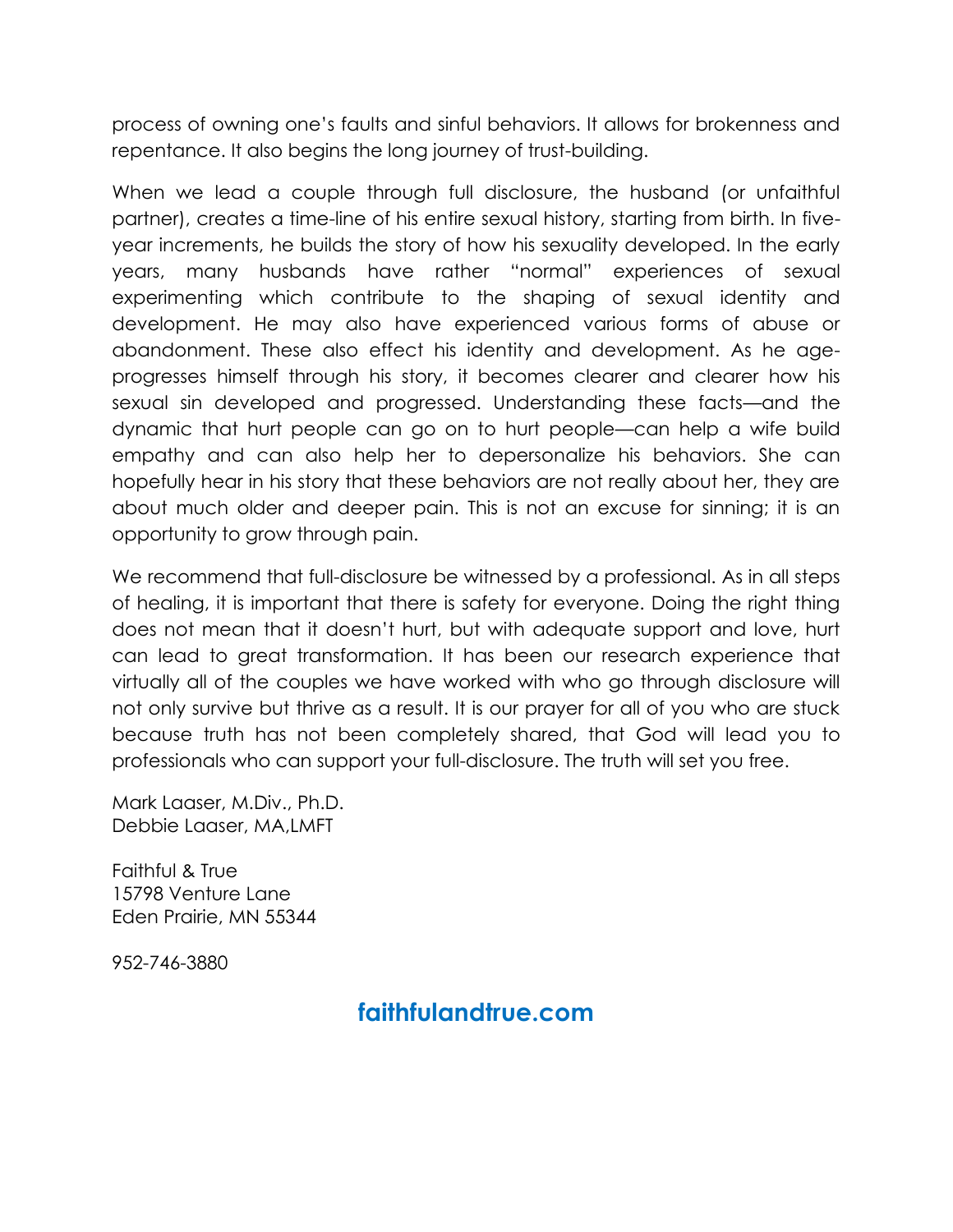process of owning one's faults and sinful behaviors. It allows for brokenness and repentance. It also begins the long journey of trust-building.

When we lead a couple through full disclosure, the husband (or unfaithful partner), creates a time-line of his entire sexual history, starting from birth. In five-year increments, he builds the story of how his sexuality developed. In the early years, many husbands have rather "normal" experiences of sexual experimenting which contribute to the shaping of sexual identity and development. He may also have experienced various forms of abuse or abandonment. These also effect his identity and development. As he age-progresses himself through his story, it becomes clearer and clearer how his sexual sin developed and progressed. Understanding these facts—and the dynamic that hurt people can go on to hurt people—can help a wife build empathy and can also help her to depersonalize his behaviors. She can hopefully hear in his story that these behaviors are not really about her, they are about much older and deeper pain. This is not an excuse for sinning; it is an opportunity to grow through pain.

We recommend that full-disclosure be witnessed by a professional. As in all steps of healing, it is important that there is safety for everyone. Doing the right thing does not mean that it doesn't hurt, but with adequate support and love, hurt can lead to great transformation. It has been our research experience that virtually all of the couples we have worked with who go through disclosure will not only survive but thrive as a result. It is our prayer for all of you who are stuck because truth has not been completely shared, that God will lead you to professionals who can support your full-disclosure. The truth will set you free.

Mark Laaser, M.Div., Ph.D.
Debbie Laaser, MA,LMFT

Faithful & True
15798 Venture Lane
Eden Prairie, MN 55344

952-746-3880

**faithfulandtrue.com**